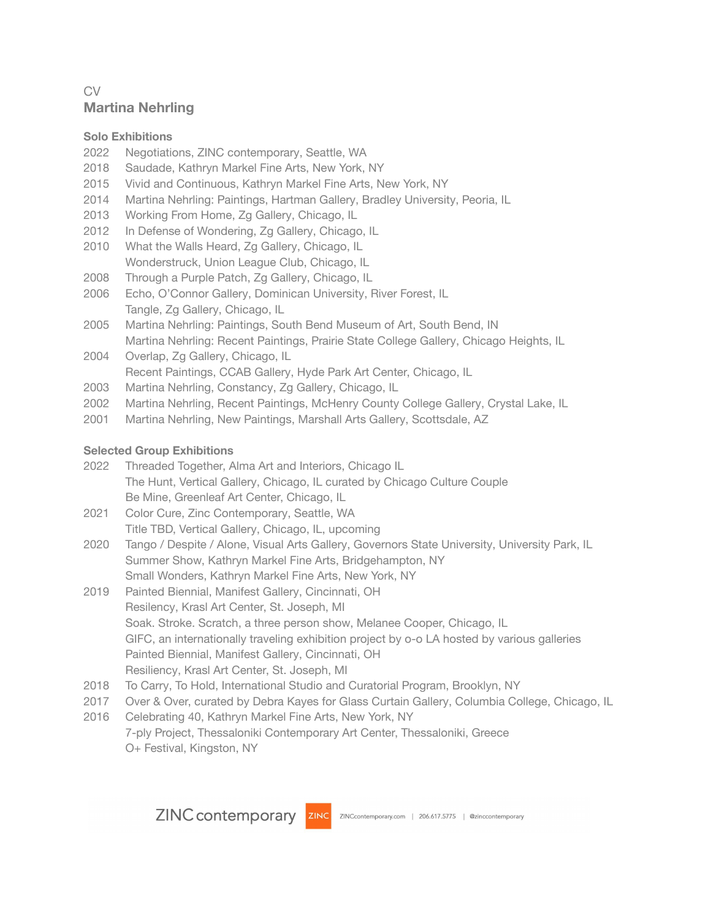CV

# Martina Nehrling

## Solo Exhibitions

2022 Negotiations, ZINC contemporary, Seattle, WA
2018 Saudade, Kathryn Markel Fine Arts, New York, NY
2015 Vivid and Continuous, Kathryn Markel Fine Arts, New York, NY
2014 Martina Nehrling: Paintings, Hartman Gallery, Bradley University, Peoria, IL
2013 Working From Home, Zg Gallery, Chicago, IL
2012 In Defense of Wondering, Zg Gallery, Chicago, IL
2010 What the Walls Heard, Zg Gallery, Chicago, IL
Wonderstruck, Union League Club, Chicago, IL
2008 Through a Purple Patch, Zg Gallery, Chicago, IL
2006 Echo, O'Connor Gallery, Dominican University, River Forest, IL
Tangle, Zg Gallery, Chicago, IL
2005 Martina Nehrling: Paintings, South Bend Museum of Art, South Bend, IN
Martina Nehrling: Recent Paintings, Prairie State College Gallery, Chicago Heights, IL
2004 Overlap, Zg Gallery, Chicago, IL
Recent Paintings, CCAB Gallery, Hyde Park Art Center, Chicago, IL
2003 Martina Nehrling, Constancy, Zg Gallery, Chicago, IL
2002 Martina Nehrling, Recent Paintings, McHenry County College Gallery, Crystal Lake, IL
2001 Martina Nehrling, New Paintings, Marshall Arts Gallery, Scottsdale, AZ

## Selected Group Exhibitions

2022 Threaded Together, Alma Art and Interiors, Chicago IL
The Hunt, Vertical Gallery, Chicago, IL curated by Chicago Culture Couple
Be Mine, Greenleaf Art Center, Chicago, IL
2021 Color Cure, Zinc Contemporary, Seattle, WA
Title TBD, Vertical Gallery, Chicago, IL, upcoming
2020 Tango / Despite / Alone, Visual Arts Gallery, Governors State University, University Park, IL
Summer Show, Kathryn Markel Fine Arts, Bridgehampton, NY
Small Wonders, Kathryn Markel Fine Arts, New York, NY
2019 Painted Biennial, Manifest Gallery, Cincinnati, OH
Resiliency, Krasl Art Center, St. Joseph, MI
Soak. Stroke. Scratch, a three person show, Melanee Cooper, Chicago, IL
GIFC, an internationally traveling exhibition project by o-o LA hosted by various galleries
Painted Biennial, Manifest Gallery, Cincinnati, OH
Resiliency, Krasl Art Center, St. Joseph, MI
2018 To Carry, To Hold, International Studio and Curatorial Program, Brooklyn, NY
2017 Over & Over, curated by Debra Kayes for Glass Curtain Gallery, Columbia College, Chicago, IL
2016 Celebrating 40, Kathryn Markel Fine Arts, New York, NY
7-ply Project, Thessaloniki Contemporary Art Center, Thessaloniki, Greece
O+ Festival, Kingston, NY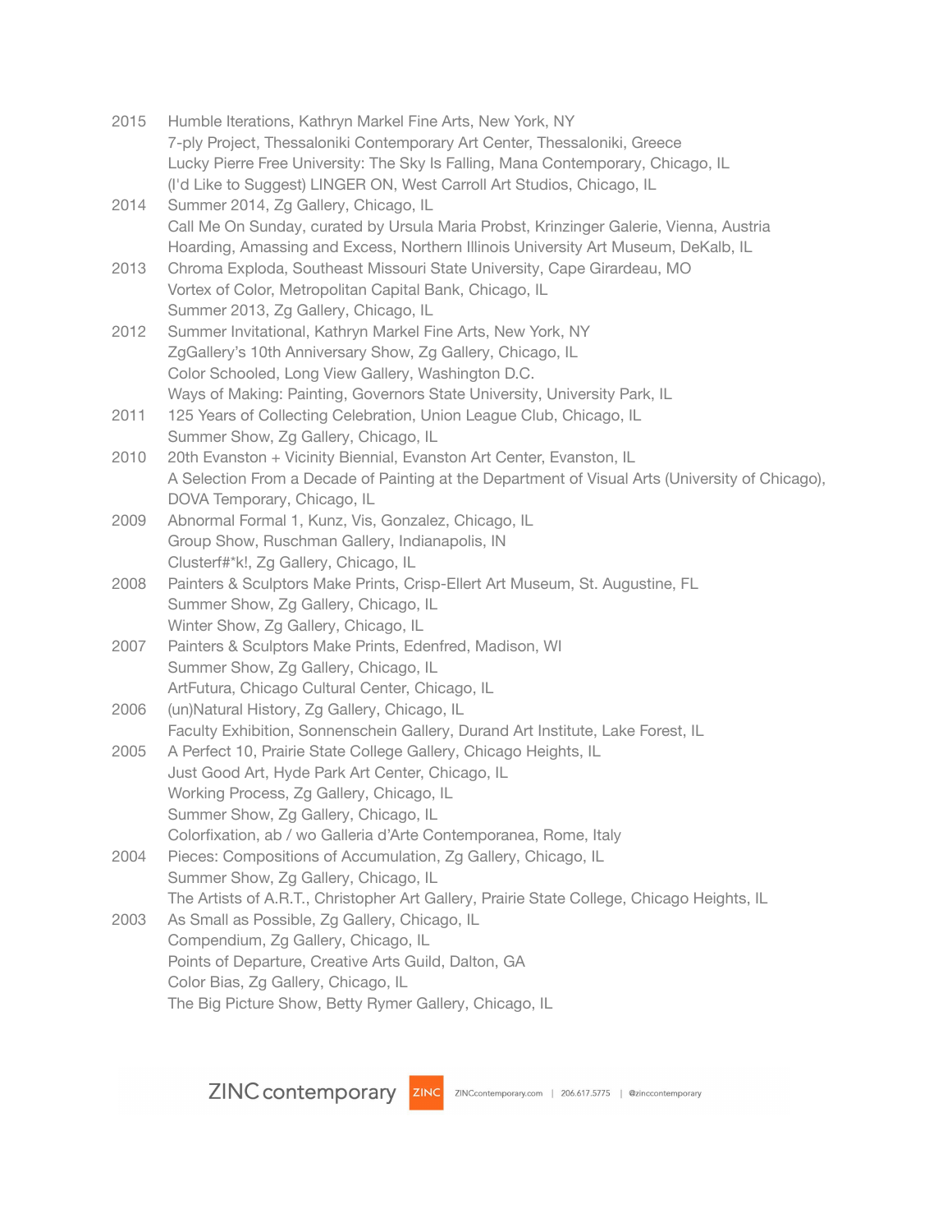2015 Humble Iterations, Kathryn Markel Fine Arts, New York, NY
7-ply Project, Thessaloniki Contemporary Art Center, Thessaloniki, Greece
Lucky Pierre Free University: The Sky Is Falling, Mana Contemporary, Chicago, IL
(I'd Like to Suggest) LINGER ON, West Carroll Art Studios, Chicago, IL

2014 Summer 2014, Zg Gallery, Chicago, IL
Call Me On Sunday, curated by Ursula Maria Probst, Krinzinger Galerie, Vienna, Austria
Hoarding, Amassing and Excess, Northern Illinois University Art Museum, DeKalb, IL

2013 Chroma Exploda, Southeast Missouri State University, Cape Girardeau, MO
Vortex of Color, Metropolitan Capital Bank, Chicago, IL
Summer 2013, Zg Gallery, Chicago, IL

2012 Summer Invitational, Kathryn Markel Fine Arts, New York, NY
ZgGallery's 10th Anniversary Show, Zg Gallery, Chicago, IL
Color Schooled, Long View Gallery, Washington D.C.
Ways of Making: Painting, Governors State University, University Park, IL

2011 125 Years of Collecting Celebration, Union League Club, Chicago, IL
Summer Show, Zg Gallery, Chicago, IL

2010 20th Evanston + Vicinity Biennial, Evanston Art Center, Evanston, IL
A Selection From a Decade of Painting at the Department of Visual Arts (University of Chicago), DOVA Temporary, Chicago, IL

2009 Abnormal Formal 1, Kunz, Vis, Gonzalez, Chicago, IL
Group Show, Ruschman Gallery, Indianapolis, IN
Clusterf#*k!, Zg Gallery, Chicago, IL

2008 Painters & Sculptors Make Prints, Crisp-Ellert Art Museum, St. Augustine, FL
Summer Show, Zg Gallery, Chicago, IL
Winter Show, Zg Gallery, Chicago, IL

2007 Painters & Sculptors Make Prints, Edenfred, Madison, WI
Summer Show, Zg Gallery, Chicago, IL
ArtFutura, Chicago Cultural Center, Chicago, IL

2006 (un)Natural History, Zg Gallery, Chicago, IL
Faculty Exhibition, Sonnenschein Gallery, Durand Art Institute, Lake Forest, IL

2005 A Perfect 10, Prairie State College Gallery, Chicago Heights, IL
Just Good Art, Hyde Park Art Center, Chicago, IL
Working Process, Zg Gallery, Chicago, IL
Summer Show, Zg Gallery, Chicago, IL
Colorfixation, ab / wo Galleria d'Arte Contemporanea, Rome, Italy

2004 Pieces: Compositions of Accumulation, Zg Gallery, Chicago, IL
Summer Show, Zg Gallery, Chicago, IL
The Artists of A.R.T., Christopher Art Gallery, Prairie State College, Chicago Heights, IL

2003 As Small as Possible, Zg Gallery, Chicago, IL
Compendium, Zg Gallery, Chicago, IL
Points of Departure, Creative Arts Guild, Dalton, GA
Color Bias, Zg Gallery, Chicago, IL
The Big Picture Show, Betty Rymer Gallery, Chicago, IL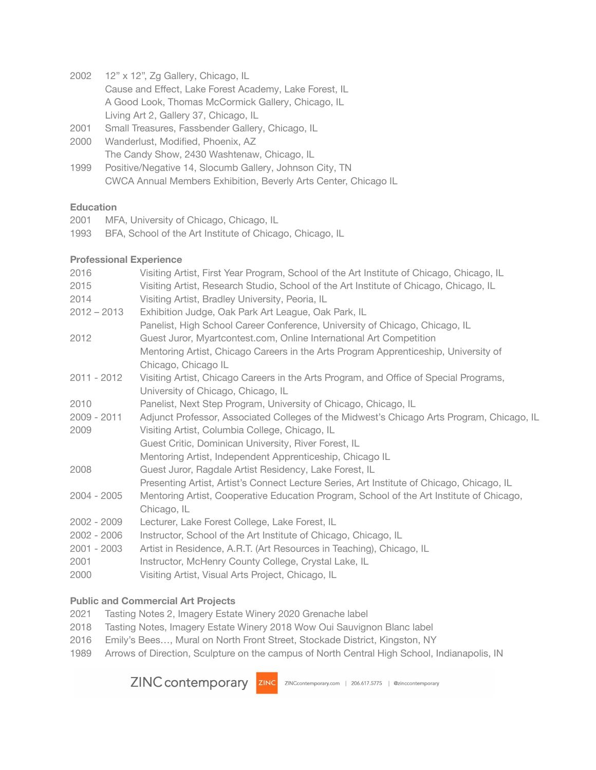2002 12" x 12", Zg Gallery, Chicago, IL
Cause and Effect, Lake Forest Academy, Lake Forest, IL
A Good Look, Thomas McCormick Gallery, Chicago, IL
Living Art 2, Gallery 37, Chicago, IL

2001 Small Treasures, Fassbender Gallery, Chicago, IL

2000 Wanderlust, Modified, Phoenix, AZ
The Candy Show, 2430 Washtenaw, Chicago, IL

1999 Positive/Negative 14, Slocumb Gallery, Johnson City, TN
CWCA Annual Members Exhibition, Beverly Arts Center, Chicago IL

**Education**

2001 MFA, University of Chicago, Chicago, IL

1993 BFA, School of the Art Institute of Chicago, Chicago, IL

**Professional Experience**

2016 Visiting Artist, First Year Program, School of the Art Institute of Chicago, Chicago, IL

2015 Visiting Artist, Research Studio, School of the Art Institute of Chicago, Chicago, IL

2014 Visiting Artist, Bradley University, Peoria, IL

2012 – 2013 Exhibition Judge, Oak Park Art League, Oak Park, IL
Panelist, High School Career Conference, University of Chicago, Chicago, IL

2012 Guest Juror, Myartcontest.com, Online International Art Competition
Mentoring Artist, Chicago Careers in the Arts Program Apprenticeship, University of Chicago, Chicago IL

2011 - 2012 Visiting Artist, Chicago Careers in the Arts Program, and Office of Special Programs, University of Chicago, Chicago, IL

2010 Panelist, Next Step Program, University of Chicago, Chicago, IL

2009 - 2011 Adjunct Professor, Associated Colleges of the Midwest's Chicago Arts Program, Chicago, IL

2009 Visiting Artist, Columbia College, Chicago, IL
Guest Critic, Dominican University, River Forest, IL
Mentoring Artist, Independent Apprenticeship, Chicago IL

2008 Guest Juror, Ragdale Artist Residency, Lake Forest, IL
Presenting Artist, Artist's Connect Lecture Series, Art Institute of Chicago, Chicago, IL

2004 - 2005 Mentoring Artist, Cooperative Education Program, School of the Art Institute of Chicago, Chicago, IL

2002 - 2009 Lecturer, Lake Forest College, Lake Forest, IL

2002 - 2006 Instructor, School of the Art Institute of Chicago, Chicago, IL

2001 - 2003 Artist in Residence, A.R.T. (Art Resources in Teaching), Chicago, IL

2001 Instructor, McHenry County College, Crystal Lake, IL

2000 Visiting Artist, Visual Arts Project, Chicago, IL

**Public and Commercial Art Projects**

2021 Tasting Notes 2, Imagery Estate Winery 2020 Grenache label

2018 Tasting Notes, Imagery Estate Winery 2018 Wow Oui Sauvignon Blanc label

2016 Emily's Bees…, Mural on North Front Street, Stockade District, Kingston, NY

1989 Arrows of Direction, Sculpture on the campus of North Central High School, Indianapolis, IN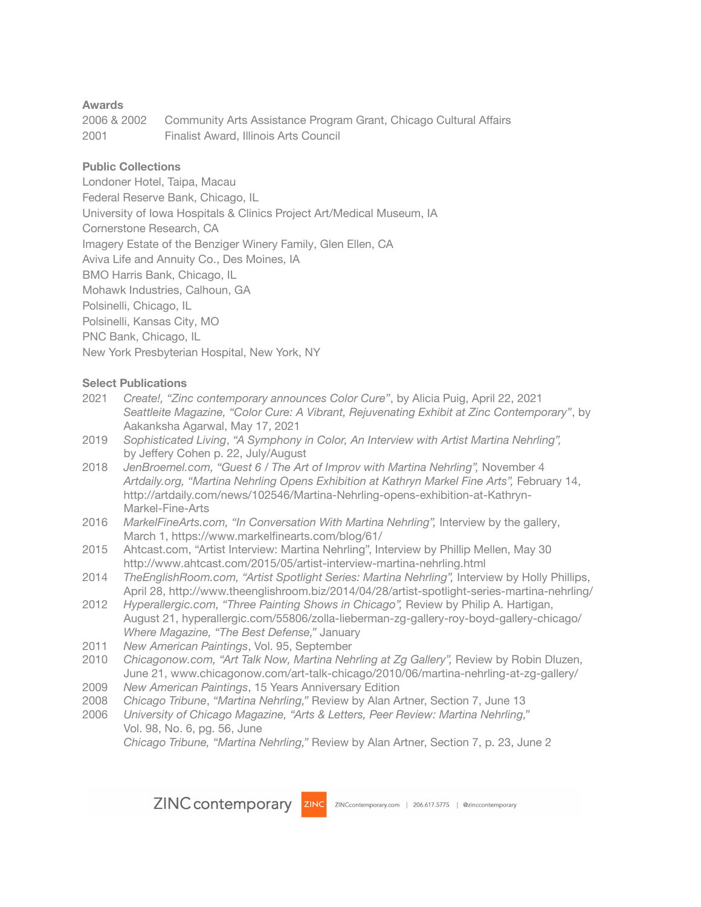### Awards

2006 & 2002 Community Arts Assistance Program Grant, Chicago Cultural Affairs
2001 Finalist Award, Illinois Arts Council

### Public Collections

Londoner Hotel, Taipa, Macau
Federal Reserve Bank, Chicago, IL
University of Iowa Hospitals & Clinics Project Art/Medical Museum, IA
Cornerstone Research, CA
Imagery Estate of the Benziger Winery Family, Glen Ellen, CA
Aviva Life and Annuity Co., Des Moines, IA
BMO Harris Bank, Chicago, IL
Mohawk Industries, Calhoun, GA
Polsinelli, Chicago, IL
Polsinelli, Kansas City, MO
PNC Bank, Chicago, IL
New York Presbyterian Hospital, New York, NY

### Select Publications

2021 *Create!, "Zinc contemporary announces Color Cure"*, by Alicia Puig, April 22, 2021
*Seattleite Magazine, "Color Cure: A Vibrant, Rejuvenating Exhibit at Zinc Contemporary"*, by Aakanksha Agarwal, May 17, 2021

2019 *Sophisticated Living*, *"A Symphony in Color, An Interview with Artist Martina Nehrling",* by Jeffery Cohen p. 22, July/August

2018 *JenBroemel.com, "Guest 6 / The Art of Improv with Martina Nehrling",* November 4
*Artdaily.org, "Martina Nehrling Opens Exhibition at Kathryn Markel Fine Arts",* February 14, http://artdaily.com/news/102546/Martina-Nehrling-opens-exhibition-at-Kathryn-Markel-Fine-Arts

2016 *MarkelFineArts.com, "In Conversation With Martina Nehrling",* Interview by the gallery, March 1, https://www.markelfinearts.com/blog/61/

2015 Ahtcast.com, "Artist Interview: Martina Nehrling", Interview by Phillip Mellen, May 30 http://www.ahtcast.com/2015/05/artist-interview-martina-nehrling.html

2014 *TheEnglishRoom.com, "Artist Spotlight Series: Martina Nehrling",* Interview by Holly Phillips, April 28, http://www.theenglishroom.biz/2014/04/28/artist-spotlight-series-martina-nehrling/

2012 *Hyperallergic.com, "Three Painting Shows in Chicago",* Review by Philip A. Hartigan, August 21, hyperallergic.com/55806/zolla-lieberman-zg-gallery-roy-boyd-gallery-chicago/
*Where Magazine, "The Best Defense,"* January

2011 *New American Paintings*, Vol. 95, September

2010 *Chicagonow.com, "Art Talk Now, Martina Nehrling at Zg Gallery",* Review by Robin Dluzen, June 21, www.chicagonow.com/art-talk-chicago/2010/06/martina-nehrling-at-zg-gallery/

2009 *New American Paintings*, 15 Years Anniversary Edition

2008 *Chicago Tribune*, *"Martina Nehrling,"* Review by Alan Artner, Section 7, June 13

2006 *University of Chicago Magazine, "Arts & Letters, Peer Review: Martina Nehrling,"* Vol. 98, No. 6, pg. 56, June
*Chicago Tribune, "Martina Nehrling,"* Review by Alan Artner, Section 7, p. 23, June 2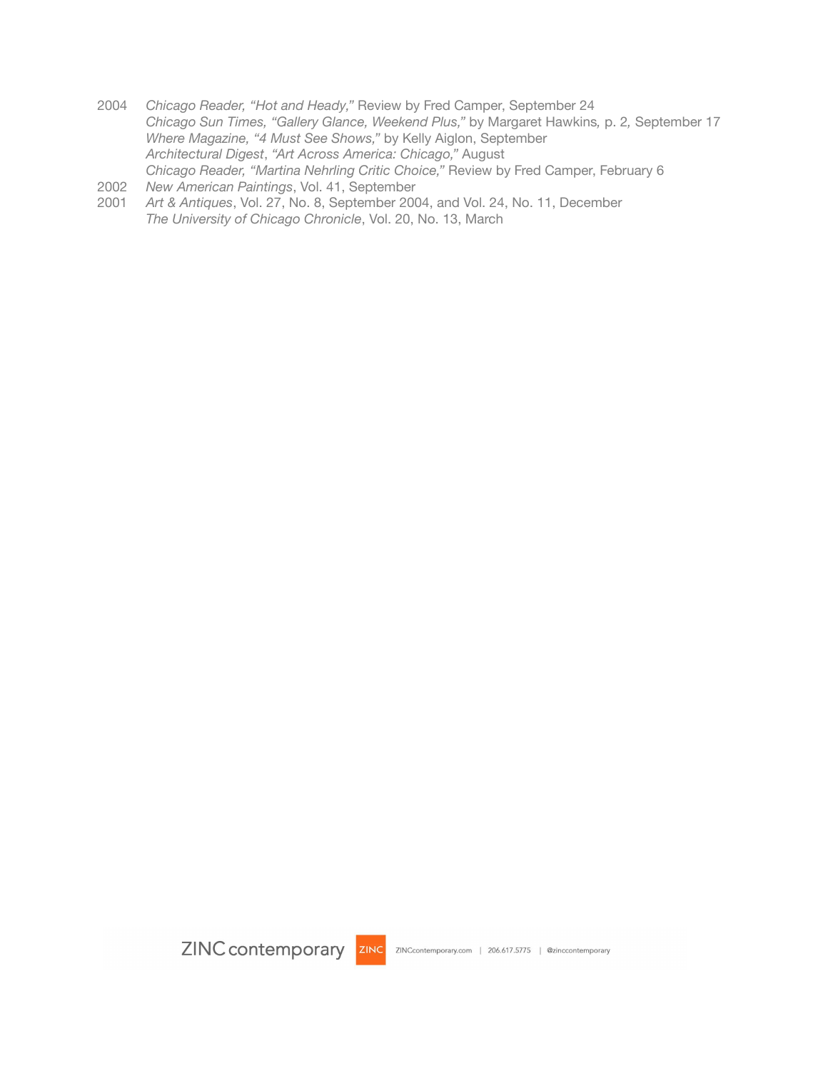2004 *Chicago Reader, "Hot and Heady,"* Review by Fred Camper, September 24
*Chicago Sun Times, "Gallery Glance, Weekend Plus,"* by Margaret Hawkins, p. 2, September 17
*Where Magazine, "4 Must See Shows,"* by Kelly Aiglon, September
*Architectural Digest*, *"Art Across America: Chicago,"* August
*Chicago Reader, "Martina Nehrling Critic Choice,"* Review by Fred Camper, February 6

2002 *New American Paintings*, Vol. 41, September

2001 *Art & Antiques*, Vol. 27, No. 8, September 2004, and Vol. 24, No. 11, December
*The University of Chicago Chronicle*, Vol. 20, No. 13, March